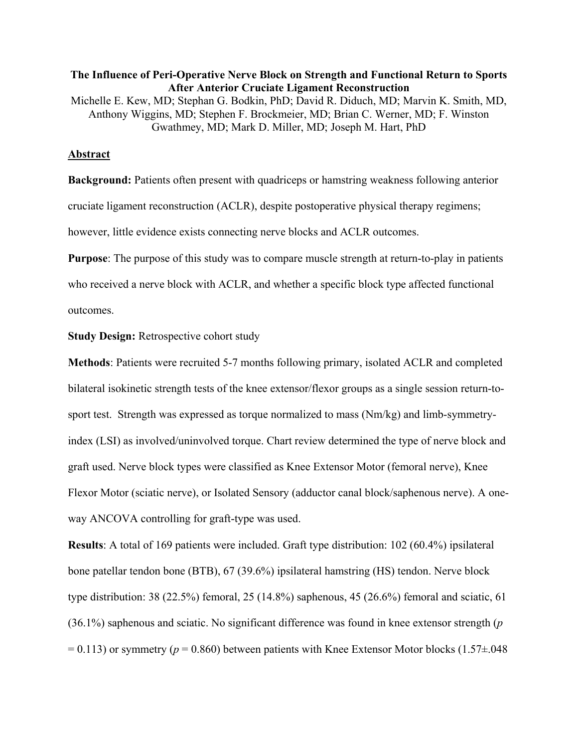**The Influence of Peri-Operative Nerve Block on Strength and Functional Return to Sports After Anterior Cruciate Ligament Reconstruction**

Michelle E. Kew, MD; Stephan G. Bodkin, PhD; David R. Diduch, MD; Marvin K. Smith, MD, Anthony Wiggins, MD; Stephen F. Brockmeier, MD; Brian C. Werner, MD; F. Winston Gwathmey, MD; Mark D. Miller, MD; Joseph M. Hart, PhD

## Abstract

**Background:** Patients often present with quadriceps or hamstring weakness following anterior cruciate ligament reconstruction (ACLR), despite postoperative physical therapy regimens; however, little evidence exists connecting nerve blocks and ACLR outcomes.

**Purpose**: The purpose of this study was to compare muscle strength at return-to-play in patients who received a nerve block with ACLR, and whether a specific block type affected functional outcomes.

**Study Design:** Retrospective cohort study

**Methods**: Patients were recruited 5-7 months following primary, isolated ACLR and completed bilateral isokinetic strength tests of the knee extensor/flexor groups as a single session return-to-sport test. Strength was expressed as torque normalized to mass (Nm/kg) and limb-symmetry-index (LSI) as involved/uninvolved torque. Chart review determined the type of nerve block and graft used. Nerve block types were classified as Knee Extensor Motor (femoral nerve), Knee Flexor Motor (sciatic nerve), or Isolated Sensory (adductor canal block/saphenous nerve). A one-way ANCOVA controlling for graft-type was used.

**Results**: A total of 169 patients were included. Graft type distribution: 102 (60.4%) ipsilateral bone patellar tendon bone (BTB), 67 (39.6%) ipsilateral hamstring (HS) tendon. Nerve block type distribution: 38 (22.5%) femoral, 25 (14.8%) saphenous, 45 (26.6%) femoral and sciatic, 61 (36.1%) saphenous and sciatic. No significant difference was found in knee extensor strength ($p = 0.113$) or symmetry ($p = 0.860$) between patients with Knee Extensor Motor blocks (1.57±.048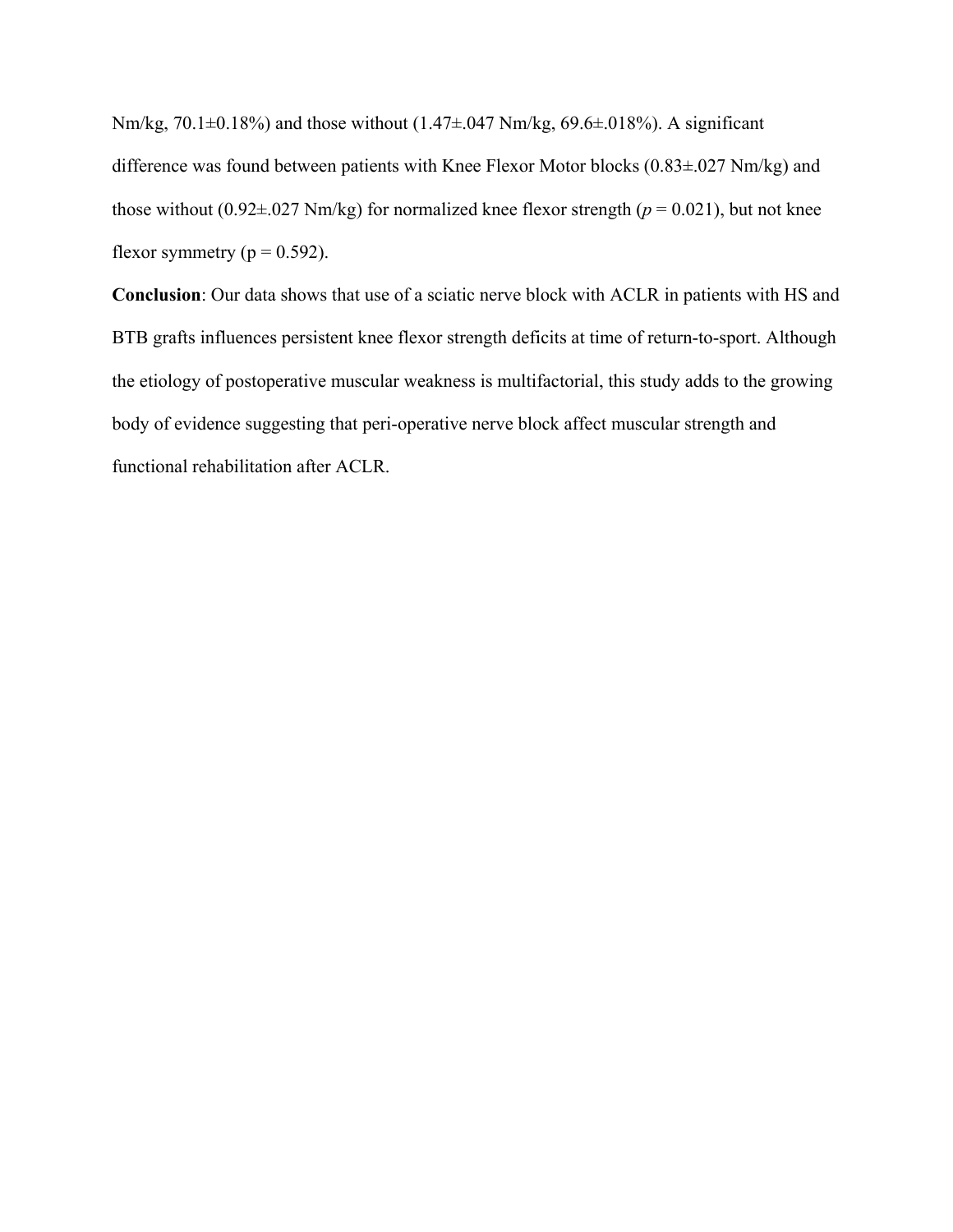Nm/kg, 70.1±0.18%) and those without (1.47±.047 Nm/kg, 69.6±.018%). A significant difference was found between patients with Knee Flexor Motor blocks (0.83±.027 Nm/kg) and those without (0.92±.027 Nm/kg) for normalized knee flexor strength ($p = 0.021$), but not knee flexor symmetry (p = 0.592).

**Conclusion**: Our data shows that use of a sciatic nerve block with ACLR in patients with HS and BTB grafts influences persistent knee flexor strength deficits at time of return-to-sport. Although the etiology of postoperative muscular weakness is multifactorial, this study adds to the growing body of evidence suggesting that peri-operative nerve block affect muscular strength and functional rehabilitation after ACLR.